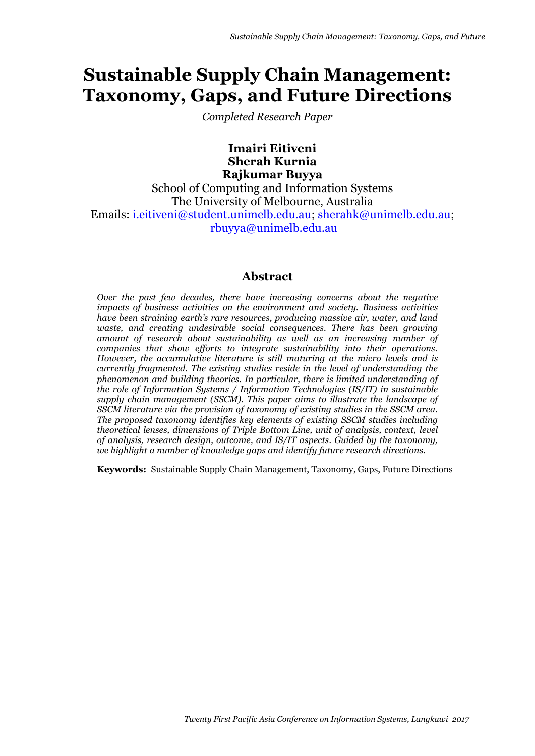# Sustainable Supply Chain Management: Taxonomy, Gaps, and Future Directions

*Completed Research Paper*

**Imairi Eitiveni**
**Sherah Kurnia**
**Rajkumar Buyya**

School of Computing and Information Systems
The University of Melbourne, Australia
Emails: i.eitiveni@student.unimelb.edu.au; sherahk@unimelb.edu.au; rbuyya@unimelb.edu.au

## Abstract

*Over the past few decades, there have increasing concerns about the negative impacts of business activities on the environment and society. Business activities have been straining earth's rare resources, producing massive air, water, and land waste, and creating undesirable social consequences. There has been growing amount of research about sustainability as well as an increasing number of companies that show efforts to integrate sustainability into their operations. However, the accumulative literature is still maturing at the micro levels and is currently fragmented. The existing studies reside in the level of understanding the phenomenon and building theories. In particular, there is limited understanding of the role of Information Systems / Information Technologies (IS/IT) in sustainable supply chain management (SSCM). This paper aims to illustrate the landscape of SSCM literature via the provision of taxonomy of existing studies in the SSCM area. The proposed taxonomy identifies key elements of existing SSCM studies including theoretical lenses, dimensions of Triple Bottom Line, unit of analysis, context, level of analysis, research design, outcome, and IS/IT aspects. Guided by the taxonomy, we highlight a number of knowledge gaps and identify future research directions.*

**Keywords:** Sustainable Supply Chain Management, Taxonomy, Gaps, Future Directions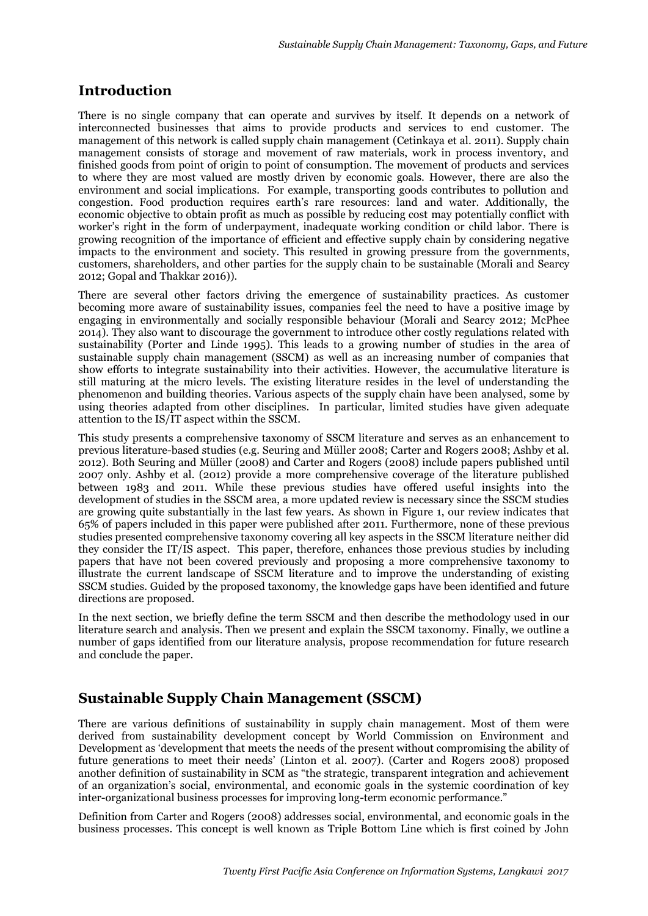## Introduction

There is no single company that can operate and survives by itself. It depends on a network of interconnected businesses that aims to provide products and services to end customer. The management of this network is called supply chain management (Cetinkaya et al. 2011). Supply chain management consists of storage and movement of raw materials, work in process inventory, and finished goods from point of origin to point of consumption. The movement of products and services to where they are most valued are mostly driven by economic goals. However, there are also the environment and social implications. For example, transporting goods contributes to pollution and congestion. Food production requires earth's rare resources: land and water. Additionally, the economic objective to obtain profit as much as possible by reducing cost may potentially conflict with worker's right in the form of underpayment, inadequate working condition or child labor. There is growing recognition of the importance of efficient and effective supply chain by considering negative impacts to the environment and society. This resulted in growing pressure from the governments, customers, shareholders, and other parties for the supply chain to be sustainable (Morali and Searcy 2012; Gopal and Thakkar 2016)).

There are several other factors driving the emergence of sustainability practices. As customer becoming more aware of sustainability issues, companies feel the need to have a positive image by engaging in environmentally and socially responsible behaviour (Morali and Searcy 2012; McPhee 2014). They also want to discourage the government to introduce other costly regulations related with sustainability (Porter and Linde 1995). This leads to a growing number of studies in the area of sustainable supply chain management (SSCM) as well as an increasing number of companies that show efforts to integrate sustainability into their activities. However, the accumulative literature is still maturing at the micro levels. The existing literature resides in the level of understanding the phenomenon and building theories. Various aspects of the supply chain have been analysed, some by using theories adapted from other disciplines. In particular, limited studies have given adequate attention to the IS/IT aspect within the SSCM.

This study presents a comprehensive taxonomy of SSCM literature and serves as an enhancement to previous literature-based studies (e.g. Seuring and Müller 2008; Carter and Rogers 2008; Ashby et al. 2012). Both Seuring and Müller (2008) and Carter and Rogers (2008) include papers published until 2007 only. Ashby et al. (2012) provide a more comprehensive coverage of the literature published between 1983 and 2011. While these previous studies have offered useful insights into the development of studies in the SSCM area, a more updated review is necessary since the SSCM studies are growing quite substantially in the last few years. As shown in Figure 1, our review indicates that 65% of papers included in this paper were published after 2011. Furthermore, none of these previous studies presented comprehensive taxonomy covering all key aspects in the SSCM literature neither did they consider the IT/IS aspect. This paper, therefore, enhances those previous studies by including papers that have not been covered previously and proposing a more comprehensive taxonomy to illustrate the current landscape of SSCM literature and to improve the understanding of existing SSCM studies. Guided by the proposed taxonomy, the knowledge gaps have been identified and future directions are proposed.

In the next section, we briefly define the term SSCM and then describe the methodology used in our literature search and analysis. Then we present and explain the SSCM taxonomy. Finally, we outline a number of gaps identified from our literature analysis, propose recommendation for future research and conclude the paper.

## Sustainable Supply Chain Management (SSCM)

There are various definitions of sustainability in supply chain management. Most of them were derived from sustainability development concept by World Commission on Environment and Development as 'development that meets the needs of the present without compromising the ability of future generations to meet their needs' (Linton et al. 2007). (Carter and Rogers 2008) proposed another definition of sustainability in SCM as "the strategic, transparent integration and achievement of an organization's social, environmental, and economic goals in the systemic coordination of key inter-organizational business processes for improving long-term economic performance."

Definition from Carter and Rogers (2008) addresses social, environmental, and economic goals in the business processes. This concept is well known as Triple Bottom Line which is first coined by John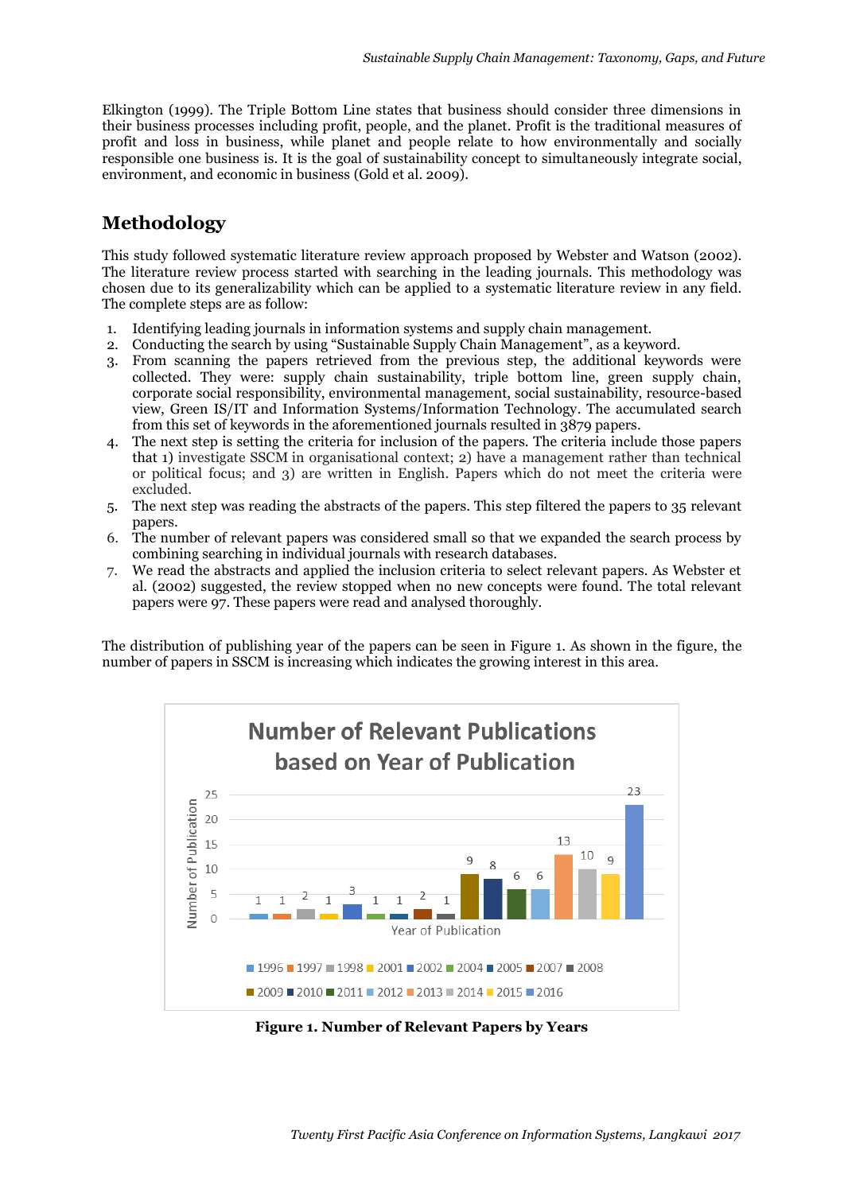Elkington (1999). The Triple Bottom Line states that business should consider three dimensions in their business processes including profit, people, and the planet. Profit is the traditional measures of profit and loss in business, while planet and people relate to how environmentally and socially responsible one business is. It is the goal of sustainability concept to simultaneously integrate social, environment, and economic in business (Gold et al. 2009).

## Methodology

This study followed systematic literature review approach proposed by Webster and Watson (2002). The literature review process started with searching in the leading journals. This methodology was chosen due to its generalizability which can be applied to a systematic literature review in any field. The complete steps are as follow:

1. Identifying leading journals in information systems and supply chain management.
2. Conducting the search by using "Sustainable Supply Chain Management", as a keyword.
3. From scanning the papers retrieved from the previous step, the additional keywords were collected. They were: supply chain sustainability, triple bottom line, green supply chain, corporate social responsibility, environmental management, social sustainability, resource-based view, Green IS/IT and Information Systems/Information Technology. The accumulated search from this set of keywords in the aforementioned journals resulted in 3879 papers.
4. The next step is setting the criteria for inclusion of the papers. The criteria include those papers that 1) investigate SSCM in organisational context; 2) have a management rather than technical or political focus; and 3) are written in English. Papers which do not meet the criteria were excluded.
5. The next step was reading the abstracts of the papers. This step filtered the papers to 35 relevant papers.
6. The number of relevant papers was considered small so that we expanded the search process by combining searching in individual journals with research databases.
7. We read the abstracts and applied the inclusion criteria to select relevant papers. As Webster et al. (2002) suggested, the review stopped when no new concepts were found. The total relevant papers were 97. These papers were read and analysed thoroughly.

The distribution of publishing year of the papers can be seen in Figure 1. As shown in the figure, the number of papers in SSCM is increasing which indicates the growing interest in this area.

**Number of Relevant Publications based on Year of Publication**

| Year of Publication | Number of Publication |
|---|---|
| 1996 | 1 |
| 1997 | 1 |
| 1998 | 2 |
| 2001 | 1 |
| 2002 | 3 |
| 2004 | 1 |
| 2005 | 1 |
| 2007 | 2 |
| 2008 | 1 |
| 2009 | 9 |
| 2010 | 8 |
| 2011 | 6 |
| 2012 | 6 |
| 2013 | 13 |
| 2014 | 10 |
| 2015 | 9 |
| 2016 | 23 |

**Figure 1. Number of Relevant Papers by Years**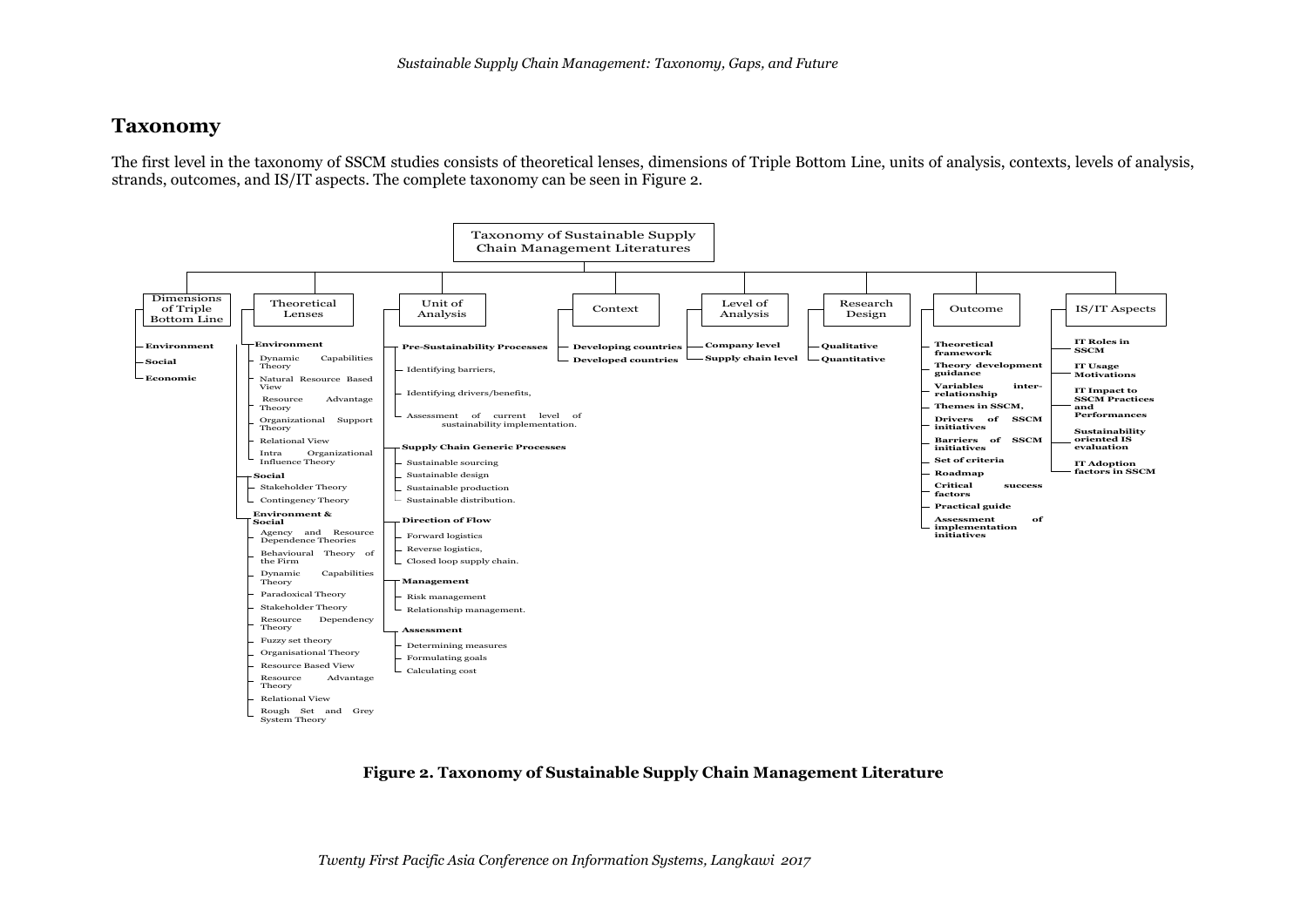## Taxonomy

The first level in the taxonomy of SSCM studies consists of theoretical lenses, dimensions of Triple Bottom Line, units of analysis, contexts, levels of analysis, strands, outcomes, and IS/IT aspects. The complete taxonomy can be seen in Figure 2.

Taxonomy of Sustainable Supply Chain Management Literatures

- **Dimensions of Triple Bottom Line**
  - **Environment**
  - **Social**
  - **Economic**
- **Theoretical Lenses**
  - **Environment**
    - Dynamic Capabilities Theory
    - Natural Resource Based View
    - Resource Advantage Theory
    - Organizational Support Theory
    - Relational View
    - Intra Organizational Influence Theory
  - **Social**
    - Stakeholder Theory
    - Contingency Theory
  - **Environment & Social**
    - Agency and Resource Dependence Theories
    - Behavioural Theory of the Firm
    - Dynamic Capabilities Theory
    - Paradoxical Theory
    - Stakeholder Theory
    - Resource Dependency Theory
    - Fuzzy set theory
    - Organisational Theory
    - Resource Based View
    - Resource Advantage Theory
    - Relational View
    - Rough Set and Grey System Theory
- **Unit of Analysis**
  - **Pre-Sustainability Processes**
    - Identifying barriers,
    - Identifying drivers/benefits,
    - Assessment of current level of sustainability implementation.
  - **Supply Chain Generic Processes**
    - Sustainable sourcing
    - Sustainable design
    - Sustainable production
    - Sustainable distribution.
  - **Direction of Flow**
    - Forward logistics
    - Reverse logistics,
    - Closed loop supply chain.
  - **Management**
    - Risk management
    - Relationship management.
  - **Assessment**
    - Determining measures
    - Formulating goals
    - Calculating cost
- **Context**
  - **Developing countries**
  - **Developed countries**
- **Level of Analysis**
  - **Company level**
  - **Supply chain level**
- **Research Design**
  - **Qualitative**
  - **Quantitative**
- **Outcome**
  - **Theoretical framework**
  - **Theory development guidance**
  - **Variables inter-relationship**
  - **Themes in SSCM,**
  - **Drivers of SSCM initiatives**
  - **Barriers of SSCM initiatives**
  - **Set of criteria**
  - **Roadmap**
  - **Critical success factors**
  - **Practical guide**
  - **Assessment of implementation initiatives**
- **IS/IT Aspects**
  - **IT Roles in SSCM**
  - **IT Usage Motivations**
  - **IT Impact to SSCM Practices and Performances**
  - **Sustainability oriented IS evaluation**
  - **IT Adoption factors in SSCM**

**Figure 2. Taxonomy of Sustainable Supply Chain Management Literature**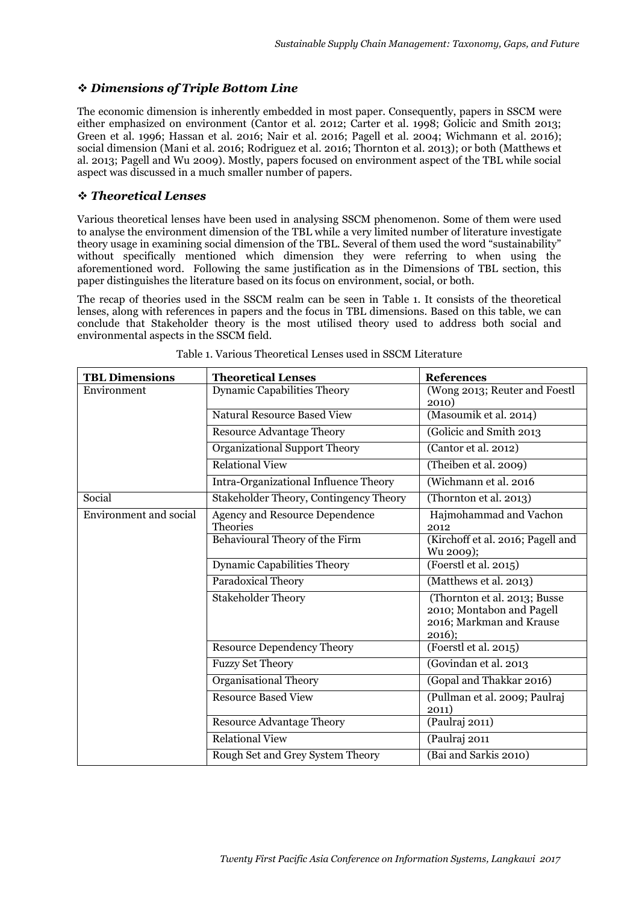### ❖ *Dimensions of Triple Bottom Line*

The economic dimension is inherently embedded in most paper. Consequently, papers in SSCM were either emphasized on environment (Cantor et al. 2012; Carter et al. 1998; Golicic and Smith 2013; Green et al. 1996; Hassan et al. 2016; Nair et al. 2016; Pagell et al. 2004; Wichmann et al. 2016); social dimension (Mani et al. 2016; Rodriguez et al. 2016; Thornton et al. 2013); or both (Matthews et al. 2013; Pagell and Wu 2009). Mostly, papers focused on environment aspect of the TBL while social aspect was discussed in a much smaller number of papers.

### ❖ *Theoretical Lenses*

Various theoretical lenses have been used in analysing SSCM phenomenon. Some of them were used to analyse the environment dimension of the TBL while a very limited number of literature investigate theory usage in examining social dimension of the TBL. Several of them used the word "sustainability" without specifically mentioned which dimension they were referring to when using the aforementioned word. Following the same justification as in the Dimensions of TBL section, this paper distinguishes the literature based on its focus on environment, social, or both.

The recap of theories used in the SSCM realm can be seen in Table 1. It consists of the theoretical lenses, along with references in papers and the focus in TBL dimensions. Based on this table, we can conclude that Stakeholder theory is the most utilised theory used to address both social and environmental aspects in the SSCM field.

Table 1. Various Theoretical Lenses used in SSCM Literature

| TBL Dimensions | Theoretical Lenses | References |
|---|---|---|
| Environment | Dynamic Capabilities Theory | (Wong 2013; Reuter and Foestl 2010) |
| | Natural Resource Based View | (Masoumik et al. 2014) |
| | Resource Advantage Theory | (Golicic and Smith 2013 |
| | Organizational Support Theory | (Cantor et al. 2012) |
| | Relational View | (Theiben et al. 2009) |
| | Intra-Organizational Influence Theory | (Wichmann et al. 2016 |
| Social | Stakeholder Theory, Contingency Theory | (Thornton et al. 2013) |
| Environment and social | Agency and Resource Dependence Theories | Hajmohammad and Vachon 2012 |
| | Behavioural Theory of the Firm | (Kirchoff et al. 2016; Pagell and Wu 2009); |
| | Dynamic Capabilities Theory | (Foerstl et al. 2015) |
| | Paradoxical Theory | (Matthews et al. 2013) |
| | Stakeholder Theory | (Thornton et al. 2013; Busse 2010; Montabon and Pagell 2016; Markman and Krause 2016); |
| | Resource Dependency Theory | (Foerstl et al. 2015) |
| | Fuzzy Set Theory | (Govindan et al. 2013 |
| | Organisational Theory | (Gopal and Thakkar 2016) |
| | Resource Based View | (Pullman et al. 2009; Paulraj 2011) |
| | Resource Advantage Theory | (Paulraj 2011) |
| | Relational View | (Paulraj 2011 |
| | Rough Set and Grey System Theory | (Bai and Sarkis 2010) |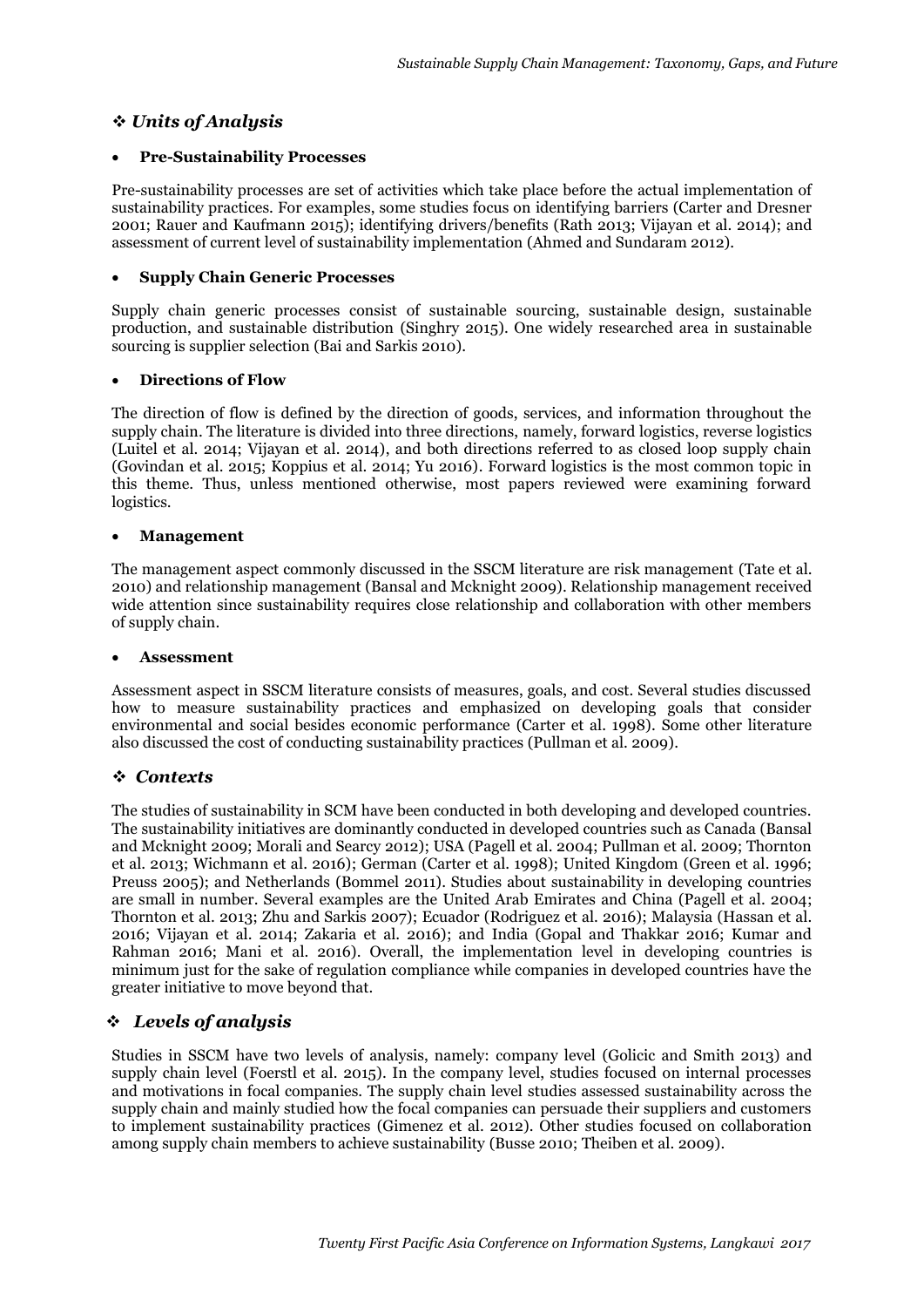### ❖ *Units of Analysis*

- **Pre-Sustainability Processes**

Pre-sustainability processes are set of activities which take place before the actual implementation of sustainability practices. For examples, some studies focus on identifying barriers (Carter and Dresner 2001; Rauer and Kaufmann 2015); identifying drivers/benefits (Rath 2013; Vijayan et al. 2014); and assessment of current level of sustainability implementation (Ahmed and Sundaram 2012).

- **Supply Chain Generic Processes**

Supply chain generic processes consist of sustainable sourcing, sustainable design, sustainable production, and sustainable distribution (Singhry 2015). One widely researched area in sustainable sourcing is supplier selection (Bai and Sarkis 2010).

- **Directions of Flow**

The direction of flow is defined by the direction of goods, services, and information throughout the supply chain. The literature is divided into three directions, namely, forward logistics, reverse logistics (Luitel et al. 2014; Vijayan et al. 2014), and both directions referred to as closed loop supply chain (Govindan et al. 2015; Koppius et al. 2014; Yu 2016). Forward logistics is the most common topic in this theme. Thus, unless mentioned otherwise, most papers reviewed were examining forward logistics.

- **Management**

The management aspect commonly discussed in the SSCM literature are risk management (Tate et al. 2010) and relationship management (Bansal and Mcknight 2009). Relationship management received wide attention since sustainability requires close relationship and collaboration with other members of supply chain.

- **Assessment**

Assessment aspect in SSCM literature consists of measures, goals, and cost. Several studies discussed how to measure sustainability practices and emphasized on developing goals that consider environmental and social besides economic performance (Carter et al. 1998). Some other literature also discussed the cost of conducting sustainability practices (Pullman et al. 2009).

### ❖ *Contexts*

The studies of sustainability in SCM have been conducted in both developing and developed countries. The sustainability initiatives are dominantly conducted in developed countries such as Canada (Bansal and Mcknight 2009; Morali and Searcy 2012); USA (Pagell et al. 2004; Pullman et al. 2009; Thornton et al. 2013; Wichmann et al. 2016); German (Carter et al. 1998); United Kingdom (Green et al. 1996; Preuss 2005); and Netherlands (Bommel 2011). Studies about sustainability in developing countries are small in number. Several examples are the United Arab Emirates and China (Pagell et al. 2004; Thornton et al. 2013; Zhu and Sarkis 2007); Ecuador (Rodriguez et al. 2016); Malaysia (Hassan et al. 2016; Vijayan et al. 2014; Zakaria et al. 2016); and India (Gopal and Thakkar 2016; Kumar and Rahman 2016; Mani et al. 2016). Overall, the implementation level in developing countries is minimum just for the sake of regulation compliance while companies in developed countries have the greater initiative to move beyond that.

### ❖ *Levels of analysis*

Studies in SSCM have two levels of analysis, namely: company level (Golicic and Smith 2013) and supply chain level (Foerstl et al. 2015). In the company level, studies focused on internal processes and motivations in focal companies. The supply chain level studies assessed sustainability across the supply chain and mainly studied how the focal companies can persuade their suppliers and customers to implement sustainability practices (Gimenez et al. 2012). Other studies focused on collaboration among supply chain members to achieve sustainability (Busse 2010; Theiben et al. 2009).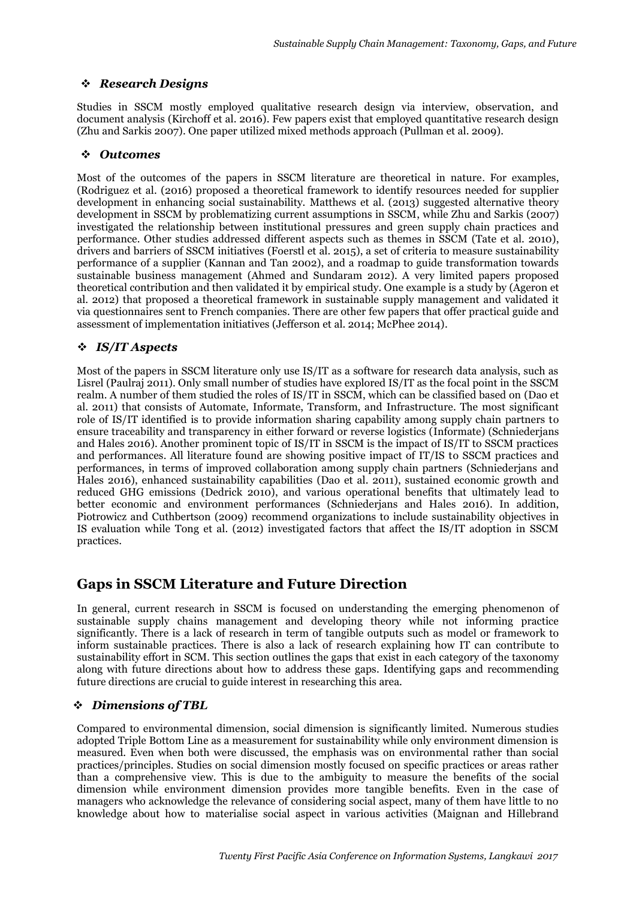### ❖ *Research Designs*

Studies in SSCM mostly employed qualitative research design via interview, observation, and document analysis (Kirchoff et al. 2016). Few papers exist that employed quantitative research design (Zhu and Sarkis 2007). One paper utilized mixed methods approach (Pullman et al. 2009).

### ❖ *Outcomes*

Most of the outcomes of the papers in SSCM literature are theoretical in nature. For examples, (Rodriguez et al. (2016) proposed a theoretical framework to identify resources needed for supplier development in enhancing social sustainability. Matthews et al. (2013) suggested alternative theory development in SSCM by problematizing current assumptions in SSCM, while Zhu and Sarkis (2007) investigated the relationship between institutional pressures and green supply chain practices and performance. Other studies addressed different aspects such as themes in SSCM (Tate et al. 2010), drivers and barriers of SSCM initiatives (Foerstl et al. 2015), a set of criteria to measure sustainability performance of a supplier (Kannan and Tan 2002), and a roadmap to guide transformation towards sustainable business management (Ahmed and Sundaram 2012). A very limited papers proposed theoretical contribution and then validated it by empirical study. One example is a study by (Ageron et al. 2012) that proposed a theoretical framework in sustainable supply management and validated it via questionnaires sent to French companies. There are other few papers that offer practical guide and assessment of implementation initiatives (Jefferson et al. 2014; McPhee 2014).

### ❖ *IS/IT Aspects*

Most of the papers in SSCM literature only use IS/IT as a software for research data analysis, such as Lisrel (Paulraj 2011). Only small number of studies have explored IS/IT as the focal point in the SSCM realm. A number of them studied the roles of IS/IT in SSCM, which can be classified based on (Dao et al. 2011) that consists of Automate, Informate, Transform, and Infrastructure. The most significant role of IS/IT identified is to provide information sharing capability among supply chain partners to ensure traceability and transparency in either forward or reverse logistics (Informate) (Schniederjans and Hales 2016). Another prominent topic of IS/IT in SSCM is the impact of IS/IT to SSCM practices and performances. All literature found are showing positive impact of IT/IS to SSCM practices and performances, in terms of improved collaboration among supply chain partners (Schniederjans and Hales 2016), enhanced sustainability capabilities (Dao et al. 2011), sustained economic growth and reduced GHG emissions (Dedrick 2010), and various operational benefits that ultimately lead to better economic and environment performances (Schniederjans and Hales 2016). In addition, Piotrowicz and Cuthbertson (2009) recommend organizations to include sustainability objectives in IS evaluation while Tong et al. (2012) investigated factors that affect the IS/IT adoption in SSCM practices.

## Gaps in SSCM Literature and Future Direction

In general, current research in SSCM is focused on understanding the emerging phenomenon of sustainable supply chains management and developing theory while not informing practice significantly. There is a lack of research in term of tangible outputs such as model or framework to inform sustainable practices. There is also a lack of research explaining how IT can contribute to sustainability effort in SCM. This section outlines the gaps that exist in each category of the taxonomy along with future directions about how to address these gaps. Identifying gaps and recommending future directions are crucial to guide interest in researching this area.

### ❖ *Dimensions of TBL*

Compared to environmental dimension, social dimension is significantly limited. Numerous studies adopted Triple Bottom Line as a measurement for sustainability while only environment dimension is measured. Even when both were discussed, the emphasis was on environmental rather than social practices/principles. Studies on social dimension mostly focused on specific practices or areas rather than a comprehensive view. This is due to the ambiguity to measure the benefits of the social dimension while environment dimension provides more tangible benefits. Even in the case of managers who acknowledge the relevance of considering social aspect, many of them have little to no knowledge about how to materialise social aspect in various activities (Maignan and Hillebrand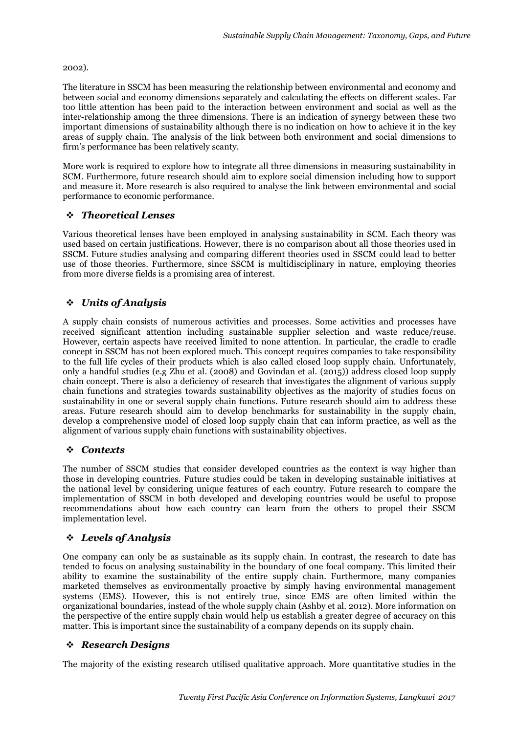2002).

The literature in SSCM has been measuring the relationship between environmental and economy and between social and economy dimensions separately and calculating the effects on different scales. Far too little attention has been paid to the interaction between environment and social as well as the inter-relationship among the three dimensions. There is an indication of synergy between these two important dimensions of sustainability although there is no indication on how to achieve it in the key areas of supply chain. The analysis of the link between both environment and social dimensions to firm's performance has been relatively scanty.

More work is required to explore how to integrate all three dimensions in measuring sustainability in SCM. Furthermore, future research should aim to explore social dimension including how to support and measure it. More research is also required to analyse the link between environmental and social performance to economic performance.

### ❖ *Theoretical Lenses*

Various theoretical lenses have been employed in analysing sustainability in SCM. Each theory was used based on certain justifications. However, there is no comparison about all those theories used in SSCM. Future studies analysing and comparing different theories used in SSCM could lead to better use of those theories. Furthermore, since SSCM is multidisciplinary in nature, employing theories from more diverse fields is a promising area of interest.

### ❖ *Units of Analysis*

A supply chain consists of numerous activities and processes. Some activities and processes have received significant attention including sustainable supplier selection and waste reduce/reuse. However, certain aspects have received limited to none attention. In particular, the cradle to cradle concept in SSCM has not been explored much. This concept requires companies to take responsibility to the full life cycles of their products which is also called closed loop supply chain. Unfortunately, only a handful studies (e.g Zhu et al. (2008) and Govindan et al. (2015)) address closed loop supply chain concept. There is also a deficiency of research that investigates the alignment of various supply chain functions and strategies towards sustainability objectives as the majority of studies focus on sustainability in one or several supply chain functions. Future research should aim to address these areas. Future research should aim to develop benchmarks for sustainability in the supply chain, develop a comprehensive model of closed loop supply chain that can inform practice, as well as the alignment of various supply chain functions with sustainability objectives.

### ❖ *Contexts*

The number of SSCM studies that consider developed countries as the context is way higher than those in developing countries. Future studies could be taken in developing sustainable initiatives at the national level by considering unique features of each country. Future research to compare the implementation of SSCM in both developed and developing countries would be useful to propose recommendations about how each country can learn from the others to propel their SSCM implementation level.

### ❖ *Levels of Analysis*

One company can only be as sustainable as its supply chain. In contrast, the research to date has tended to focus on analysing sustainability in the boundary of one focal company. This limited their ability to examine the sustainability of the entire supply chain. Furthermore, many companies marketed themselves as environmentally proactive by simply having environmental management systems (EMS). However, this is not entirely true, since EMS are often limited within the organizational boundaries, instead of the whole supply chain (Ashby et al. 2012). More information on the perspective of the entire supply chain would help us establish a greater degree of accuracy on this matter. This is important since the sustainability of a company depends on its supply chain.

### ❖ *Research Designs*

The majority of the existing research utilised qualitative approach. More quantitative studies in the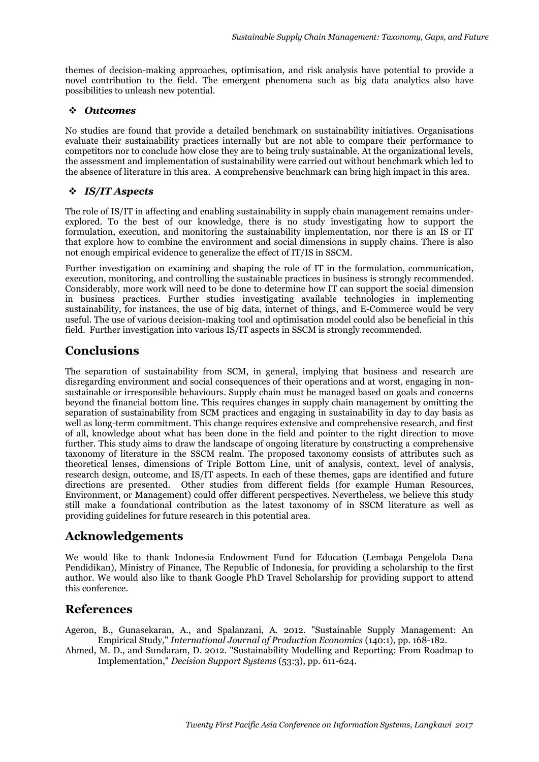themes of decision-making approaches, optimisation, and risk analysis have potential to provide a novel contribution to the field. The emergent phenomena such as big data analytics also have possibilities to unleash new potential.

### ❖ *Outcomes*

No studies are found that provide a detailed benchmark on sustainability initiatives. Organisations evaluate their sustainability practices internally but are not able to compare their performance to competitors nor to conclude how close they are to being truly sustainable. At the organizational levels, the assessment and implementation of sustainability were carried out without benchmark which led to the absence of literature in this area. A comprehensive benchmark can bring high impact in this area.

### ❖ *IS/IT Aspects*

The role of IS/IT in affecting and enabling sustainability in supply chain management remains under-explored. To the best of our knowledge, there is no study investigating how to support the formulation, execution, and monitoring the sustainability implementation, nor there is an IS or IT that explore how to combine the environment and social dimensions in supply chains. There is also not enough empirical evidence to generalize the effect of IT/IS in SSCM.

Further investigation on examining and shaping the role of IT in the formulation, communication, execution, monitoring, and controlling the sustainable practices in business is strongly recommended. Considerably, more work will need to be done to determine how IT can support the social dimension in business practices. Further studies investigating available technologies in implementing sustainability, for instances, the use of big data, internet of things, and E-Commerce would be very useful. The use of various decision-making tool and optimisation model could also be beneficial in this field. Further investigation into various IS/IT aspects in SSCM is strongly recommended.

## Conclusions

The separation of sustainability from SCM, in general, implying that business and research are disregarding environment and social consequences of their operations and at worst, engaging in non-sustainable or irresponsible behaviours. Supply chain must be managed based on goals and concerns beyond the financial bottom line. This requires changes in supply chain management by omitting the separation of sustainability from SCM practices and engaging in sustainability in day to day basis as well as long-term commitment. This change requires extensive and comprehensive research, and first of all, knowledge about what has been done in the field and pointer to the right direction to move further. This study aims to draw the landscape of ongoing literature by constructing a comprehensive taxonomy of literature in the SSCM realm. The proposed taxonomy consists of attributes such as theoretical lenses, dimensions of Triple Bottom Line, unit of analysis, context, level of analysis, research design, outcome, and IS/IT aspects. In each of these themes, gaps are identified and future directions are presented. Other studies from different fields (for example Human Resources, Environment, or Management) could offer different perspectives. Nevertheless, we believe this study still make a foundational contribution as the latest taxonomy of in SSCM literature as well as providing guidelines for future research in this potential area.

## Acknowledgements

We would like to thank Indonesia Endowment Fund for Education (Lembaga Pengelola Dana Pendidikan), Ministry of Finance, The Republic of Indonesia, for providing a scholarship to the first author. We would also like to thank Google PhD Travel Scholarship for providing support to attend this conference.

## References

Ageron, B., Gunasekaran, A., and Spalanzani, A. 2012. "Sustainable Supply Management: An Empirical Study," *International Journal of Production Economics* (140:1), pp. 168-182.

Ahmed, M. D., and Sundaram, D. 2012. "Sustainability Modelling and Reporting: From Roadmap to Implementation," *Decision Support Systems* (53:3), pp. 611-624.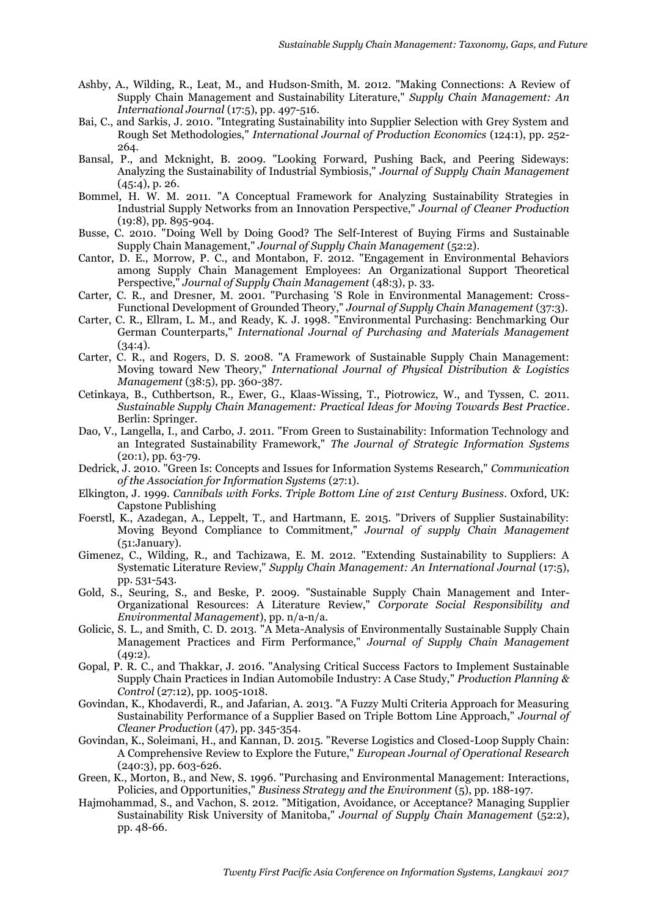Ashby, A., Wilding, R., Leat, M., and Hudson-Smith, M. 2012. "Making Connections: A Review of Supply Chain Management and Sustainability Literature," *Supply Chain Management: An International Journal* (17:5), pp. 497-516.

Bai, C., and Sarkis, J. 2010. "Integrating Sustainability into Supplier Selection with Grey System and Rough Set Methodologies," *International Journal of Production Economics* (124:1), pp. 252-264.

Bansal, P., and Mcknight, B. 2009. "Looking Forward, Pushing Back, and Peering Sideways: Analyzing the Sustainability of Industrial Symbiosis," *Journal of Supply Chain Management* (45:4), p. 26.

Bommel, H. W. M. 2011. "A Conceptual Framework for Analyzing Sustainability Strategies in Industrial Supply Networks from an Innovation Perspective," *Journal of Cleaner Production* (19:8), pp. 895-904.

Busse, C. 2010. "Doing Well by Doing Good? The Self-Interest of Buying Firms and Sustainable Supply Chain Management," *Journal of Supply Chain Management* (52:2).

Cantor, D. E., Morrow, P. C., and Montabon, F. 2012. "Engagement in Environmental Behaviors among Supply Chain Management Employees: An Organizational Support Theoretical Perspective," *Journal of Supply Chain Management* (48:3), p. 33.

Carter, C. R., and Dresner, M. 2001. "Purchasing 'S Role in Environmental Management: Cross-Functional Development of Grounded Theory," *Journal of Supply Chain Management* (37:3).

Carter, C. R., Ellram, L. M., and Ready, K. J. 1998. "Environmental Purchasing: Benchmarking Our German Counterparts," *International Journal of Purchasing and Materials Management* (34:4).

Carter, C. R., and Rogers, D. S. 2008. "A Framework of Sustainable Supply Chain Management: Moving toward New Theory," *International Journal of Physical Distribution & Logistics Management* (38:5), pp. 360-387.

Cetinkaya, B., Cuthbertson, R., Ewer, G., Klaas-Wissing, T., Piotrowicz, W., and Tyssen, C. 2011. *Sustainable Supply Chain Management: Practical Ideas for Moving Towards Best Practice*. Berlin: Springer.

Dao, V., Langella, I., and Carbo, J. 2011. "From Green to Sustainability: Information Technology and an Integrated Sustainability Framework," *The Journal of Strategic Information Systems* (20:1), pp. 63-79.

Dedrick, J. 2010. "Green Is: Concepts and Issues for Information Systems Research," *Communication of the Association for Information Systems* (27:1).

Elkington, J. 1999. *Cannibals with Forks. Triple Bottom Line of 21st Century Business*. Oxford, UK: Capstone Publishing

Foerstl, K., Azadegan, A., Leppelt, T., and Hartmann, E. 2015. "Drivers of Supplier Sustainability: Moving Beyond Compliance to Commitment," *Journal of supply Chain Management* (51:January).

Gimenez, C., Wilding, R., and Tachizawa, E. M. 2012. "Extending Sustainability to Suppliers: A Systematic Literature Review," *Supply Chain Management: An International Journal* (17:5), pp. 531-543.

Gold, S., Seuring, S., and Beske, P. 2009. "Sustainable Supply Chain Management and Inter-Organizational Resources: A Literature Review," *Corporate Social Responsibility and Environmental Management*), pp. n/a-n/a.

Golicic, S. L., and Smith, C. D. 2013. "A Meta-Analysis of Environmentally Sustainable Supply Chain Management Practices and Firm Performance," *Journal of Supply Chain Management* (49:2).

Gopal, P. R. C., and Thakkar, J. 2016. "Analysing Critical Success Factors to Implement Sustainable Supply Chain Practices in Indian Automobile Industry: A Case Study," *Production Planning & Control* (27:12), pp. 1005-1018.

Govindan, K., Khodaverdi, R., and Jafarian, A. 2013. "A Fuzzy Multi Criteria Approach for Measuring Sustainability Performance of a Supplier Based on Triple Bottom Line Approach," *Journal of Cleaner Production* (47), pp. 345-354.

Govindan, K., Soleimani, H., and Kannan, D. 2015. "Reverse Logistics and Closed-Loop Supply Chain: A Comprehensive Review to Explore the Future," *European Journal of Operational Research* (240:3), pp. 603-626.

Green, K., Morton, B., and New, S. 1996. "Purchasing and Environmental Management: Interactions, Policies, and Opportunities," *Business Strategy and the Environment* (5), pp. 188-197.

Hajmohammad, S., and Vachon, S. 2012. "Mitigation, Avoidance, or Acceptance? Managing Supplier Sustainability Risk University of Manitoba," *Journal of Supply Chain Management* (52:2), pp. 48-66.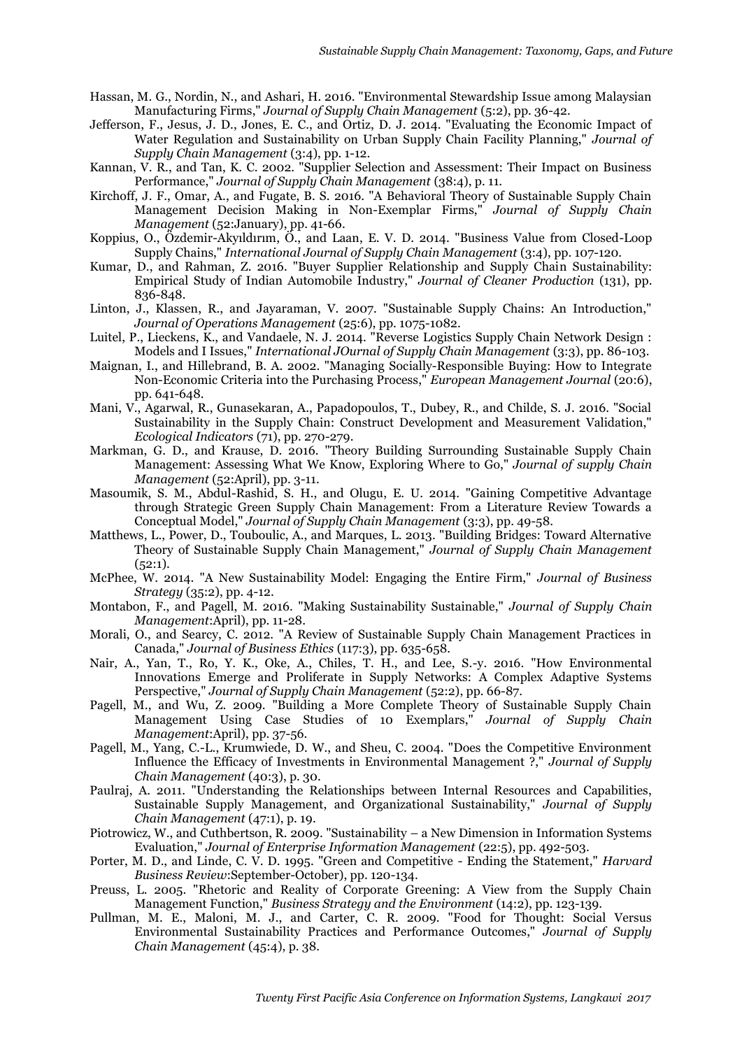Hassan, M. G., Nordin, N., and Ashari, H. 2016. "Environmental Stewardship Issue among Malaysian Manufacturing Firms," *Journal of Supply Chain Management* (5:2), pp. 36-42.

Jefferson, F., Jesus, J. D., Jones, E. C., and Ortiz, D. J. 2014. "Evaluating the Economic Impact of Water Regulation and Sustainability on Urban Supply Chain Facility Planning," *Journal of Supply Chain Management* (3:4), pp. 1-12.

Kannan, V. R., and Tan, K. C. 2002. "Supplier Selection and Assessment: Their Impact on Business Performance," *Journal of Supply Chain Management* (38:4), p. 11.

Kirchoff, J. F., Omar, A., and Fugate, B. S. 2016. "A Behavioral Theory of Sustainable Supply Chain Management Decision Making in Non-Exemplar Firms," *Journal of Supply Chain Management* (52:January), pp. 41-66.

Koppius, O., Özdemir-Akyıldırım, Ö., and Laan, E. V. D. 2014. "Business Value from Closed-Loop Supply Chains," *International Journal of Supply Chain Management* (3:4), pp. 107-120.

Kumar, D., and Rahman, Z. 2016. "Buyer Supplier Relationship and Supply Chain Sustainability: Empirical Study of Indian Automobile Industry," *Journal of Cleaner Production* (131), pp. 836-848.

Linton, J., Klassen, R., and Jayaraman, V. 2007. "Sustainable Supply Chains: An Introduction," *Journal of Operations Management* (25:6), pp. 1075-1082.

Luitel, P., Lieckens, K., and Vandaele, N. J. 2014. "Reverse Logistics Supply Chain Network Design : Models and I Issues," *International JOurnal of Supply Chain Management* (3:3), pp. 86-103.

Maignan, I., and Hillebrand, B. A. 2002. "Managing Socially-Responsible Buying: How to Integrate Non-Economic Criteria into the Purchasing Process," *European Management Journal* (20:6), pp. 641-648.

Mani, V., Agarwal, R., Gunasekaran, A., Papadopoulos, T., Dubey, R., and Childe, S. J. 2016. "Social Sustainability in the Supply Chain: Construct Development and Measurement Validation," *Ecological Indicators* (71), pp. 270-279.

Markman, G. D., and Krause, D. 2016. "Theory Building Surrounding Sustainable Supply Chain Management: Assessing What We Know, Exploring Where to Go," *Journal of supply Chain Management* (52:April), pp. 3-11.

Masoumik, S. M., Abdul-Rashid, S. H., and Olugu, E. U. 2014. "Gaining Competitive Advantage through Strategic Green Supply Chain Management: From a Literature Review Towards a Conceptual Model," *Journal of Supply Chain Management* (3:3), pp. 49-58.

Matthews, L., Power, D., Touboulic, A., and Marques, L. 2013. "Building Bridges: Toward Alternative Theory of Sustainable Supply Chain Management," *Journal of Supply Chain Management* (52:1).

McPhee, W. 2014. "A New Sustainability Model: Engaging the Entire Firm," *Journal of Business Strategy* (35:2), pp. 4-12.

Montabon, F., and Pagell, M. 2016. "Making Sustainability Sustainable," *Journal of Supply Chain Management*:April), pp. 11-28.

Morali, O., and Searcy, C. 2012. "A Review of Sustainable Supply Chain Management Practices in Canada," *Journal of Business Ethics* (117:3), pp. 635-658.

Nair, A., Yan, T., Ro, Y. K., Oke, A., Chiles, T. H., and Lee, S.-y. 2016. "How Environmental Innovations Emerge and Proliferate in Supply Networks: A Complex Adaptive Systems Perspective," *Journal of Supply Chain Management* (52:2), pp. 66-87.

Pagell, M., and Wu, Z. 2009. "Building a More Complete Theory of Sustainable Supply Chain Management Using Case Studies of 10 Exemplars," *Journal of Supply Chain Management*:April), pp. 37-56.

Pagell, M., Yang, C.-L., Krumwiede, D. W., and Sheu, C. 2004. "Does the Competitive Environment Influence the Efficacy of Investments in Environmental Management ?," *Journal of Supply Chain Management* (40:3), p. 30.

Paulraj, A. 2011. "Understanding the Relationships between Internal Resources and Capabilities, Sustainable Supply Management, and Organizational Sustainability," *Journal of Supply Chain Management* (47:1), p. 19.

Piotrowicz, W., and Cuthbertson, R. 2009. "Sustainability – a New Dimension in Information Systems Evaluation," *Journal of Enterprise Information Management* (22:5), pp. 492-503.

Porter, M. D., and Linde, C. V. D. 1995. "Green and Competitive - Ending the Statement," *Harvard Business Review*:September-October), pp. 120-134.

Preuss, L. 2005. "Rhetoric and Reality of Corporate Greening: A View from the Supply Chain Management Function," *Business Strategy and the Environment* (14:2), pp. 123-139.

Pullman, M. E., Maloni, M. J., and Carter, C. R. 2009. "Food for Thought: Social Versus Environmental Sustainability Practices and Performance Outcomes," *Journal of Supply Chain Management* (45:4), p. 38.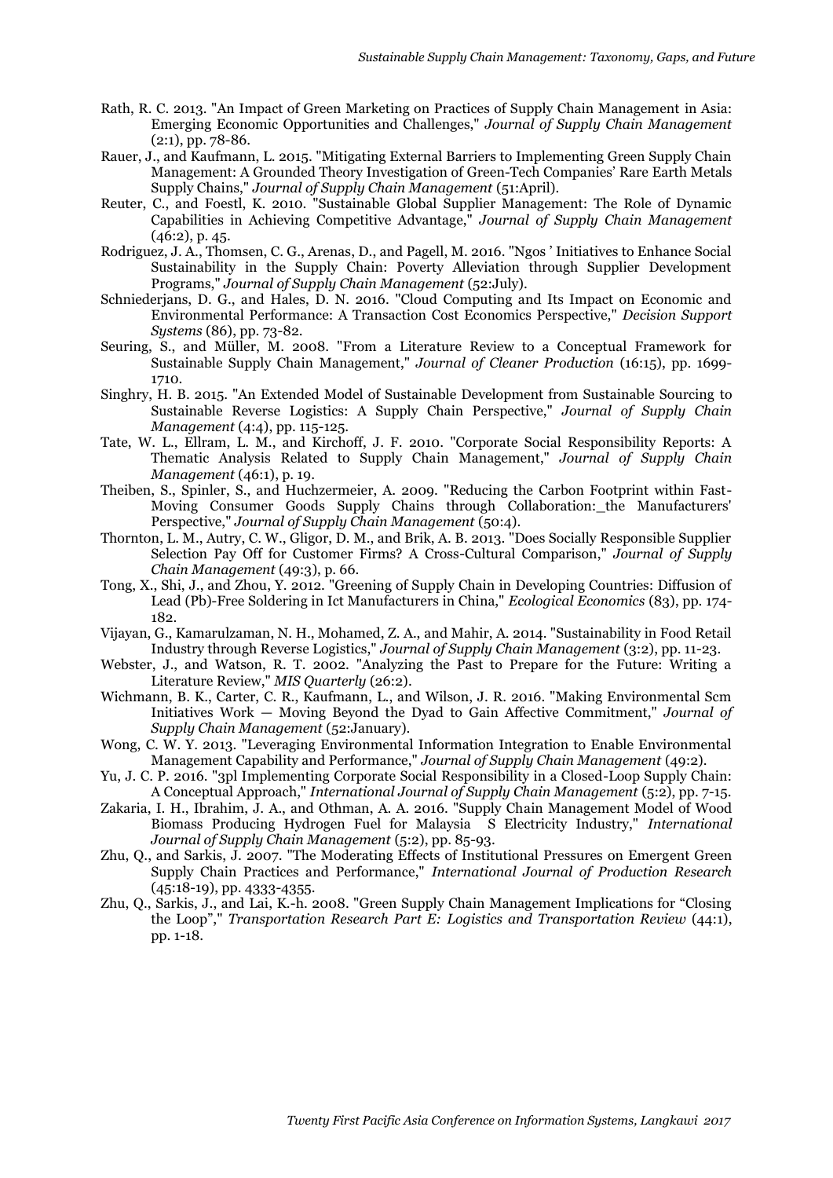Rath, R. C. 2013. "An Impact of Green Marketing on Practices of Supply Chain Management in Asia: Emerging Economic Opportunities and Challenges," *Journal of Supply Chain Management* (2:1), pp. 78-86.

Rauer, J., and Kaufmann, L. 2015. "Mitigating External Barriers to Implementing Green Supply Chain Management: A Grounded Theory Investigation of Green-Tech Companies' Rare Earth Metals Supply Chains," *Journal of Supply Chain Management* (51:April).

Reuter, C., and Foestl, K. 2010. "Sustainable Global Supplier Management: The Role of Dynamic Capabilities in Achieving Competitive Advantage," *Journal of Supply Chain Management* (46:2), p. 45.

Rodriguez, J. A., Thomsen, C. G., Arenas, D., and Pagell, M. 2016. "Ngos ' Initiatives to Enhance Social Sustainability in the Supply Chain: Poverty Alleviation through Supplier Development Programs," *Journal of Supply Chain Management* (52:July).

Schniederjans, D. G., and Hales, D. N. 2016. "Cloud Computing and Its Impact on Economic and Environmental Performance: A Transaction Cost Economics Perspective," *Decision Support Systems* (86), pp. 73-82.

Seuring, S., and Müller, M. 2008. "From a Literature Review to a Conceptual Framework for Sustainable Supply Chain Management," *Journal of Cleaner Production* (16:15), pp. 1699-1710.

Singhry, H. B. 2015. "An Extended Model of Sustainable Development from Sustainable Sourcing to Sustainable Reverse Logistics: A Supply Chain Perspective," *Journal of Supply Chain Management* (4:4), pp. 115-125.

Tate, W. L., Ellram, L. M., and Kirchoff, J. F. 2010. "Corporate Social Responsibility Reports: A Thematic Analysis Related to Supply Chain Management," *Journal of Supply Chain Management* (46:1), p. 19.

Theiben, S., Spinler, S., and Huchzermeier, A. 2009. "Reducing the Carbon Footprint within Fast-Moving Consumer Goods Supply Chains through Collaboration:_the Manufacturers' Perspective," *Journal of Supply Chain Management* (50:4).

Thornton, L. M., Autry, C. W., Gligor, D. M., and Brik, A. B. 2013. "Does Socially Responsible Supplier Selection Pay Off for Customer Firms? A Cross-Cultural Comparison," *Journal of Supply Chain Management* (49:3), p. 66.

Tong, X., Shi, J., and Zhou, Y. 2012. "Greening of Supply Chain in Developing Countries: Diffusion of Lead (Pb)-Free Soldering in Ict Manufacturers in China," *Ecological Economics* (83), pp. 174-182.

Vijayan, G., Kamarulzaman, N. H., Mohamed, Z. A., and Mahir, A. 2014. "Sustainability in Food Retail Industry through Reverse Logistics," *Journal of Supply Chain Management* (3:2), pp. 11-23.

Webster, J., and Watson, R. T. 2002. "Analyzing the Past to Prepare for the Future: Writing a Literature Review," *MIS Quarterly* (26:2).

Wichmann, B. K., Carter, C. R., Kaufmann, L., and Wilson, J. R. 2016. "Making Environmental Scm Initiatives Work — Moving Beyond the Dyad to Gain Affective Commitment," *Journal of Supply Chain Management* (52:January).

Wong, C. W. Y. 2013. "Leveraging Environmental Information Integration to Enable Environmental Management Capability and Performance," *Journal of Supply Chain Management* (49:2).

Yu, J. C. P. 2016. "3pl Implementing Corporate Social Responsibility in a Closed-Loop Supply Chain: A Conceptual Approach," *International Journal of Supply Chain Management* (5:2), pp. 7-15.

Zakaria, I. H., Ibrahim, J. A., and Othman, A. A. 2016. "Supply Chain Management Model of Wood Biomass Producing Hydrogen Fuel for Malaysia S Electricity Industry," *International Journal of Supply Chain Management* (5:2), pp. 85-93.

Zhu, Q., and Sarkis, J. 2007. "The Moderating Effects of Institutional Pressures on Emergent Green Supply Chain Practices and Performance," *International Journal of Production Research* (45:18-19), pp. 4333-4355.

Zhu, Q., Sarkis, J., and Lai, K.-h. 2008. "Green Supply Chain Management Implications for "Closing the Loop"," *Transportation Research Part E: Logistics and Transportation Review* (44:1), pp. 1-18.